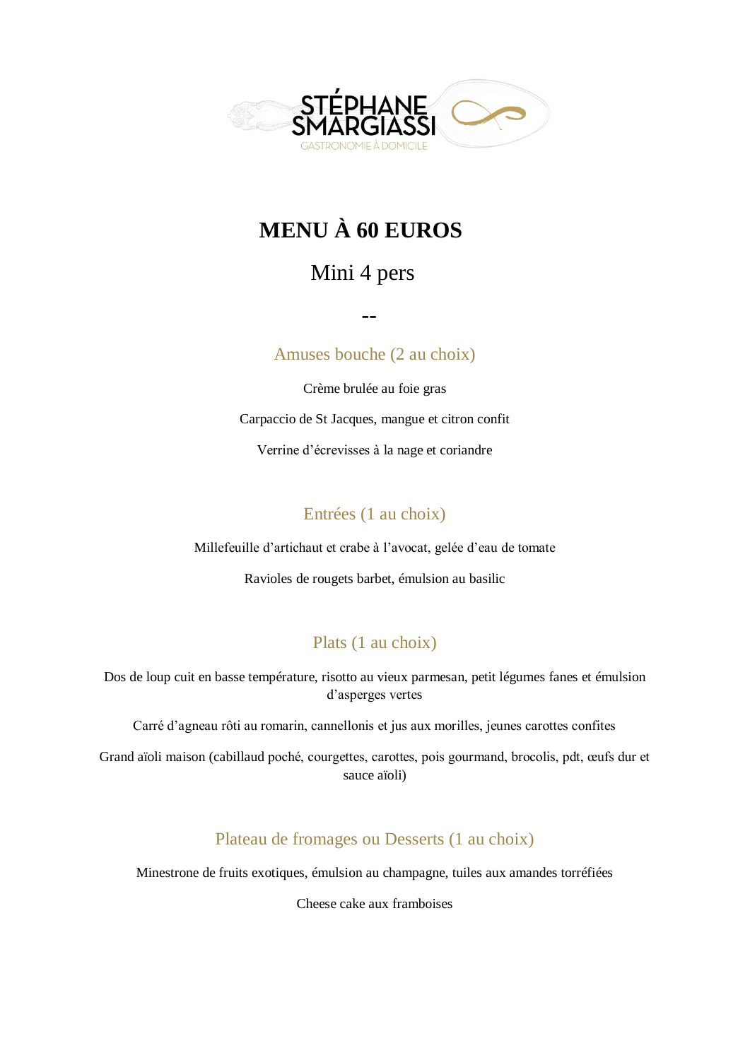STÉPHANE SMARGIASSI

GASTRONOMIE À DOMICILE

# MENU À 60 EUROS

Mini 4 pers

--

## Amuses bouche (2 au choix)

Crème brulée au foie gras

Carpaccio de St Jacques, mangue et citron confit

Verrine d'écrevisses à la nage et coriandre

## Entrées (1 au choix)

Millefeuille d'artichaut et crabe à l'avocat, gelée d'eau de tomate

Ravioles de rougets barbet, émulsion au basilic

## Plats (1 au choix)

Dos de loup cuit en basse température, risotto au vieux parmesan, petit légumes fanes et émulsion d'asperges vertes

Carré d'agneau rôti au romarin, cannellonis et jus aux morilles, jeunes carottes confites

Grand aïoli maison (cabillaud poché, courgettes, carottes, pois gourmand, brocolis, pdt, œufs dur et sauce aïoli)

## Plateau de fromages ou Desserts (1 au choix)

Minestrone de fruits exotiques, émulsion au champagne, tuiles aux amandes torréfiées

Cheese cake aux framboises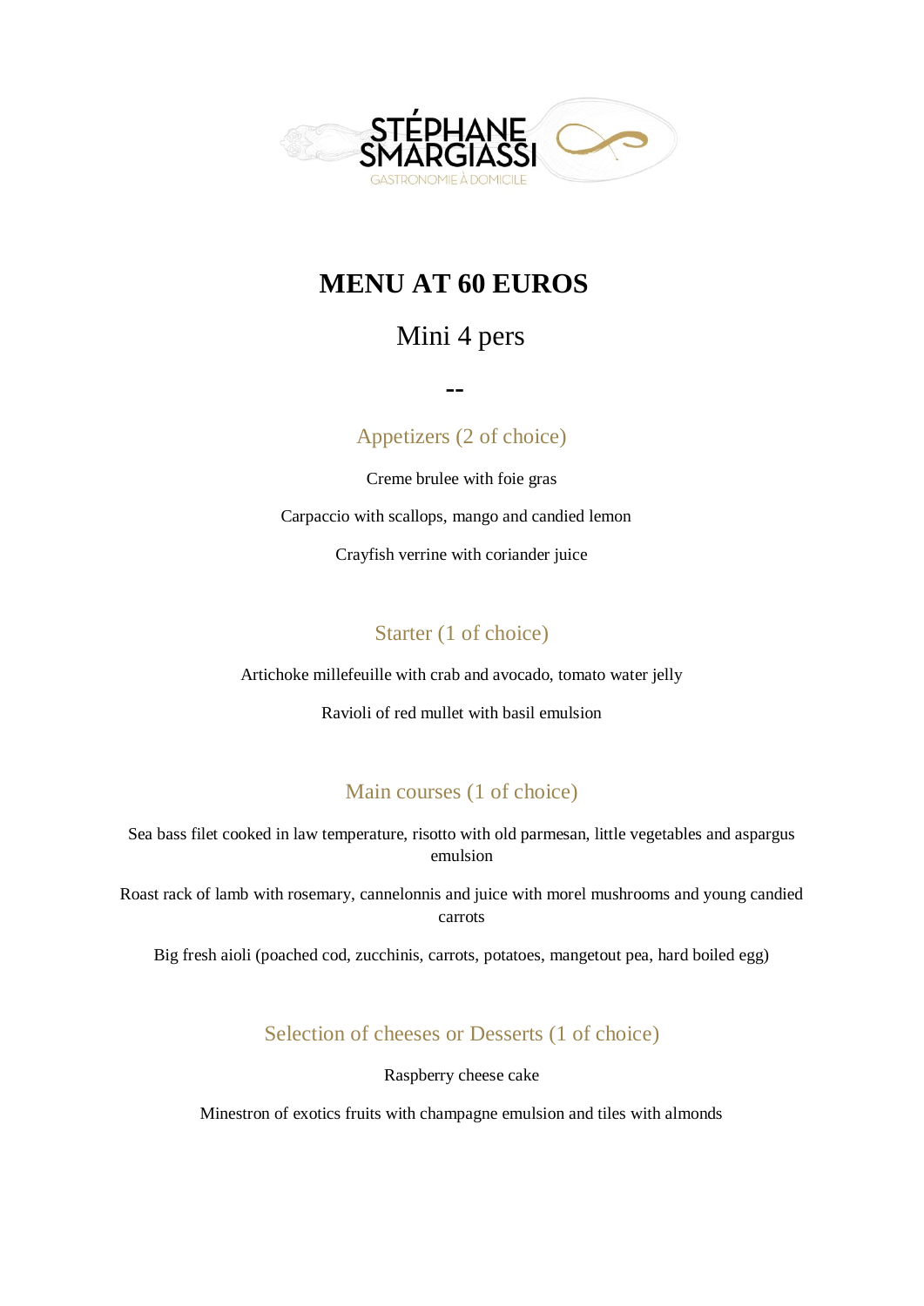STÉPHANE SMARGIASSI

GASTRONOMIE À DOMICILE

# MENU AT 60 EUROS

## Mini 4 pers

--

### Appetizers (2 of choice)

Creme brulee with foie gras

Carpaccio with scallops, mango and candied lemon

Crayfish verrine with coriander juice

### Starter (1 of choice)

Artichoke millefeuille with crab and avocado, tomato water jelly

Ravioli of red mullet with basil emulsion

### Main courses (1 of choice)

Sea bass filet cooked in law temperature, risotto with old parmesan, little vegetables and aspargus emulsion

Roast rack of lamb with rosemary, cannelonnis and juice with morel mushrooms and young candied carrots

Big fresh aioli (poached cod, zucchinis, carrots, potatoes, mangetout pea, hard boiled egg)

### Selection of cheeses or Desserts (1 of choice)

Raspberry cheese cake

Minestron of exotics fruits with champagne emulsion and tiles with almonds